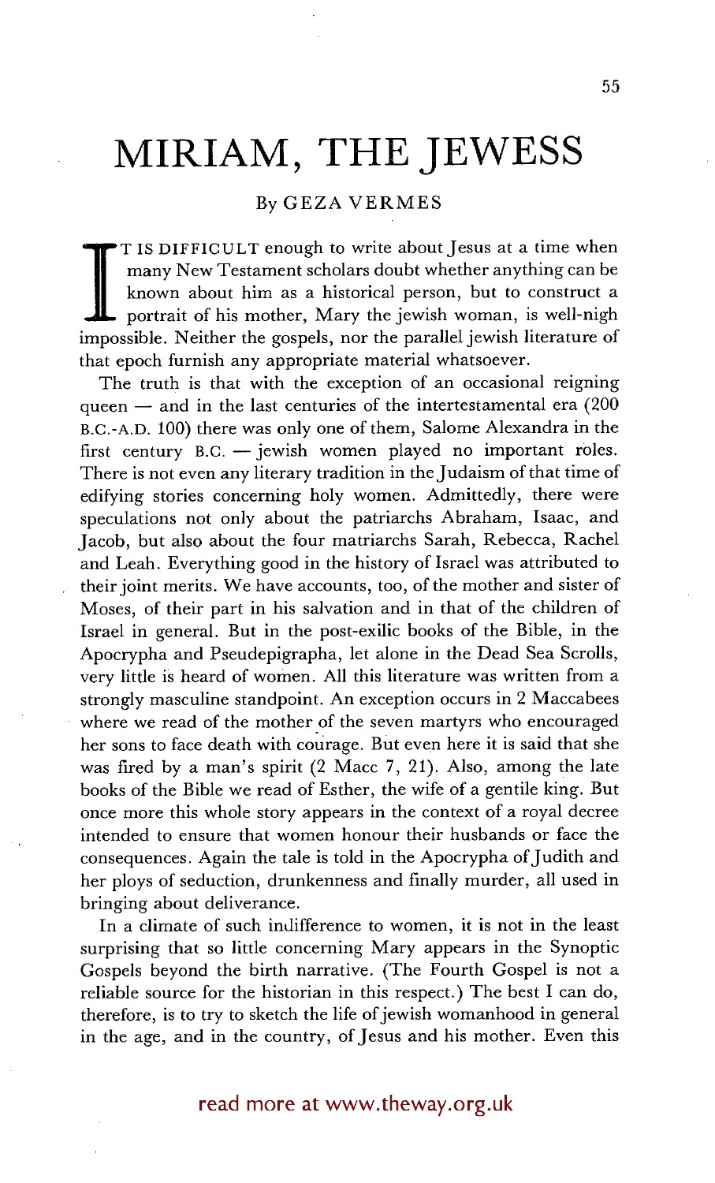# MIRIAM, THE JEWESS

By GEZA VERMES

IT IS DIFFICULT enough to write about Jesus at a time when many New Testament scholars doubt whether anything can be known about him as a historical person, but to construct a portrait of his mother, Mary the jewish woman, is well-nigh impossible. Neither the gospels, nor the parallel jewish literature of that epoch furnish any appropriate material whatsoever.

The truth is that with the exception of an occasional reigning queen — and in the last centuries of the intertestamental era (200 B.C.-A.D. 100) there was only one of them, Salome Alexandra in the first century B.C. — jewish women played no important rôles. There is not even any literary tradition in the Judaism of that time of edifying stories concerning holy women. Admittedly, there were speculations not only about the patriarchs Abraham, Isaac, and Jacob, but also about the four matriarchs Sarah, Rebecca, Rachel and Leah. Everything good in the history of Israel was attributed to their joint merits. We have accounts, too, of the mother and sister of Moses, of their part in his salvation and in that of the children of Israel in general. But in the post-exilic books of the Bible, in the Apocrypha and Pseudepigrapha, let alone in the Dead Sea Scrolls, very little is heard of women. All this literature was written from a strongly masculine standpoint. An exception occurs in 2 Maccabees where we read of the mother of the seven martyrs who encouraged her sons to face death with courage. But even here it is said that she was fired by a man's spirit (2 Macc 7, 21). Also, among the late books of the Bible we read of Esther, the wife of a gentile king. But once more this whole story appears in the context of a royal decree intended to ensure that women honour their husbands or face the consequences. Again the tale is told in the Apocrypha of Judith and her ploys of seduction, drunkenness and finally murder, all used in bringing about deliverance.

In a climate of such indifference to women, it is not in the least surprising that so little concerning Mary appears in the Synoptic Gospels beyond the birth narrative. (The Fourth Gospel is not a reliable source for the historian in this respect.) The best I can do, therefore, is to try to sketch the life of jewish womanhood in general in the age, and in the country, of Jesus and his mother. Even this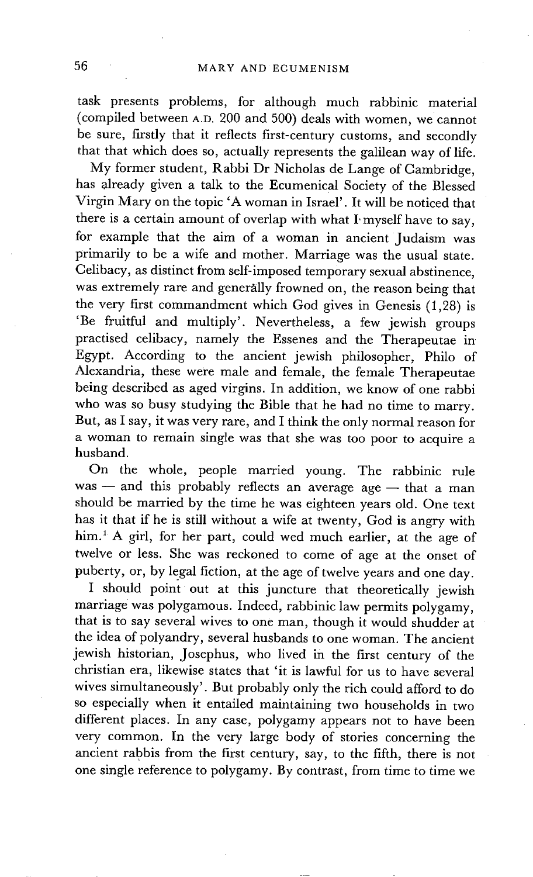task presents problems, for although much rabbinic material (compiled between A.D. 200 and 500) deals with women, we cannot be sure, firstly that it reflects first-century customs, and secondly that that which does so, actually represents the galilean way of life.

My former student, Rabbi Dr Nicholas de Lange of Cambridge, has already given a talk to the Ecumenical Society of the Blessed Virgin Mary on the topic 'A woman in Israel'. It will be noticed that there is a certain amount of overlap with what I myself have to say, for example that the aim of a woman in ancient Judaism was primarily to be a wife and mother. Marriage was the usual state. Celibacy, as distinct from self-imposed temporary sexual abstinence, was extremely rare and generally frowned on, the reason being that the very first commandment which God gives in Genesis (1,28) is 'Be fruitful and multiply'. Nevertheless, a few jewish groups practised celibacy, namely the Essenes and the Therapeutae in Egypt. According to the ancient jewish philosopher, Philo of Alexandria, these were male and female, the female Therapeutae being described as aged virgins. In addition, we know of one rabbi who was so busy studying the Bible that he had no time to marry. But, as I say, it was very rare, and I think the only normal reason for a woman to remain single was that she was too poor to acquire a husband.

On the whole, people married young. The rabbinic rule was — and this probably reflects an average age — that a man should be married by the time he was eighteen years old. One text has it that if he is still without a wife at twenty, God is angry with him.[1] A girl, for her part, could wed much earlier, at the age of twelve or less. She was reckoned to come of age at the onset of puberty, or, by legal fiction, at the age of twelve years and one day.

I should point out at this juncture that theoretically jewish marriage was polygamous. Indeed, rabbinic law permits polygamy, that is to say several wives to one man, though it would shudder at the idea of polyandry, several husbands to one woman. The ancient jewish historian, Josephus, who lived in the first century of the christian era, likewise states that 'it is lawful for us to have several wives simultaneously'. But probably only the rich could afford to do so especially when it entailed maintaining two households in two different places. In any case, polygamy appears not to have been very common. In the very large body of stories concerning the ancient rabbis from the first century, say, to the fifth, there is not one single reference to polygamy. By contrast, from time to time we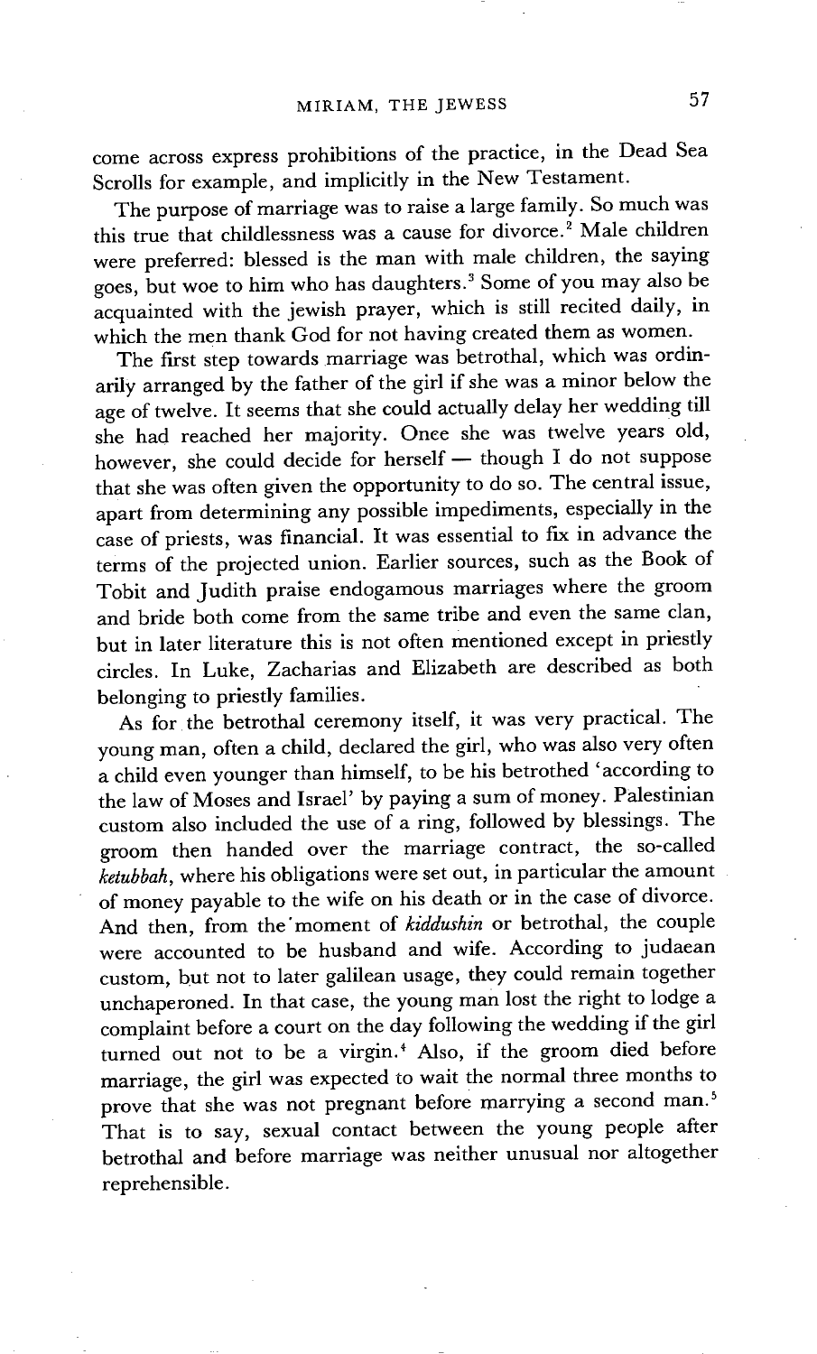come across express prohibitions of the practice, in the Dead Sea Scrolls for example, and implicitly in the New Testament.

The purpose of marriage was to raise a large family. So much was this true that childlessness was a cause for divorce.[2] Male children were preferred: blessed is the man with male children, the saying goes, but woe to him who has daughters.[3] Some of you may also be acquainted with the jewish prayer, which is still recited daily, in which the men thank God for not having created them as women.

The first step towards marriage was betrothal, which was ordinarily arranged by the father of the girl if she was a minor below the age of twelve. It seems that she could actually delay her wedding till she had reached her majority. Once she was twelve years old, however, she could decide for herself — though I do not suppose that she was often given the opportunity to do so. The central issue, apart from determining any possible impediments, especially in the case of priests, was financial. It was essential to fix in advance the terms of the projected union. Earlier sources, such as the Book of Tobit and Judith praise endogamous marriages where the groom and bride both come from the same tribe and even the same clan, but in later literature this is not often mentioned except in priestly circles. In Luke, Zacharias and Elizabeth are described as both belonging to priestly families.

As for the betrothal ceremony itself, it was very practical. The young man, often a child, declared the girl, who was also very often a child even younger than himself, to be his betrothed 'according to the law of Moses and Israel' by paying a sum of money. Palestinian custom also included the use of a ring, followed by blessings. The groom then handed over the marriage contract, the so-called *ketubbah*, where his obligations were set out, in particular the amount of money payable to the wife on his death or in the case of divorce. And then, from the moment of *kiddushin* or betrothal, the couple were accounted to be husband and wife. According to judaean custom, but not to later galilean usage, they could remain together unchaperoned. In that case, the young man lost the right to lodge a complaint before a court on the day following the wedding if the girl turned out not to be a virgin.[4] Also, if the groom died before marriage, the girl was expected to wait the normal three months to prove that she was not pregnant before marrying a second man.[5] That is to say, sexual contact between the young people after betrothal and before marriage was neither unusual nor altogether reprehensible.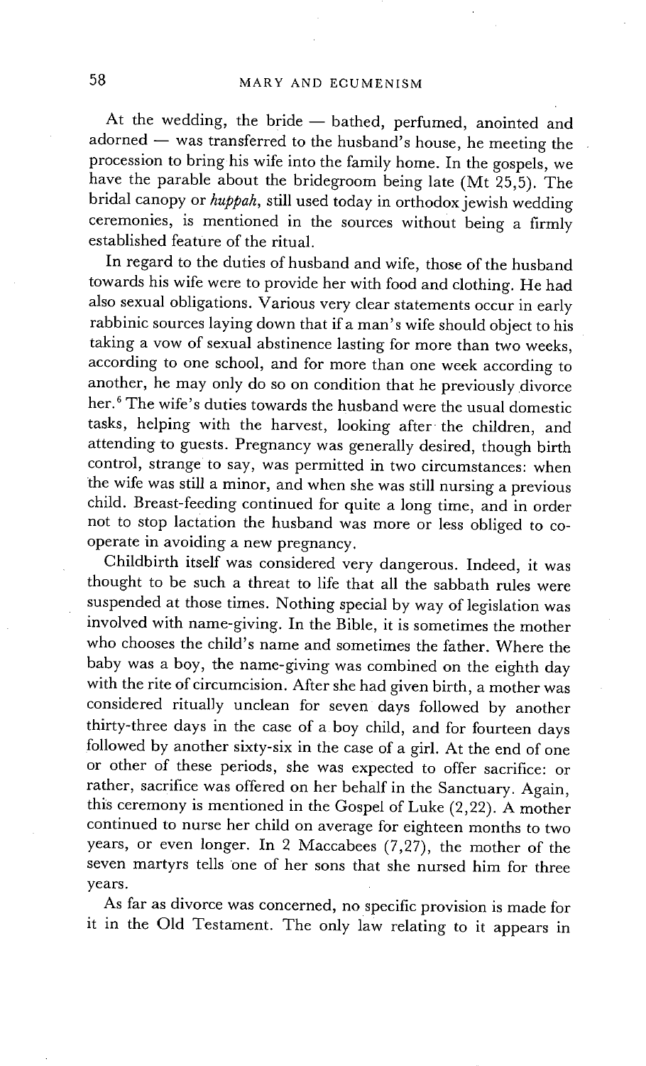At the wedding, the bride — bathed, perfumed, anointed and adorned — was transferred to the husband's house, he meeting the procession to bring his wife into the family home. In the gospels, we have the parable about the bridegroom being late (Mt 25,5). The bridal canopy or *huppah*, still used today in orthodox jewish wedding ceremonies, is mentioned in the sources without being a firmly established feature of the ritual.

In regard to the duties of husband and wife, those of the husband towards his wife were to provide her with food and clothing. He had also sexual obligations. Various very clear statements occur in early rabbinic sources laying down that if a man's wife should object to his taking a vow of sexual abstinence lasting for more than two weeks, according to one school, and for more than one week according to another, he may only do so on condition that he previously divorce her.[6] The wife's duties towards the husband were the usual domestic tasks, helping with the harvest, looking after the children, and attending to guests. Pregnancy was generally desired, though birth control, strange to say, was permitted in two circumstances: when the wife was still a minor, and when she was still nursing a previous child. Breast-feeding continued for quite a long time, and in order not to stop lactation the husband was more or less obliged to co-operate in avoiding a new pregnancy.

Childbirth itself was considered very dangerous. Indeed, it was thought to be such a threat to life that all the sabbath rules were suspended at those times. Nothing special by way of legislation was involved with name-giving. In the Bible, it is sometimes the mother who chooses the child's name and sometimes the father. Where the baby was a boy, the name-giving was combined on the eighth day with the rite of circumcision. After she had given birth, a mother was considered ritually unclean for seven days followed by another thirty-three days in the case of a boy child, and for fourteen days followed by another sixty-six in the case of a girl. At the end of one or other of these periods, she was expected to offer sacrifice: or rather, sacrifice was offered on her behalf in the Sanctuary. Again, this ceremony is mentioned in the Gospel of Luke (2,22). A mother continued to nurse her child on average for eighteen months to two years, or even longer. In 2 Maccabees (7,27), the mother of the seven martyrs tells one of her sons that she nursed him for three years.

As far as divorce was concerned, no specific provision is made for it in the Old Testament. The only law relating to it appears in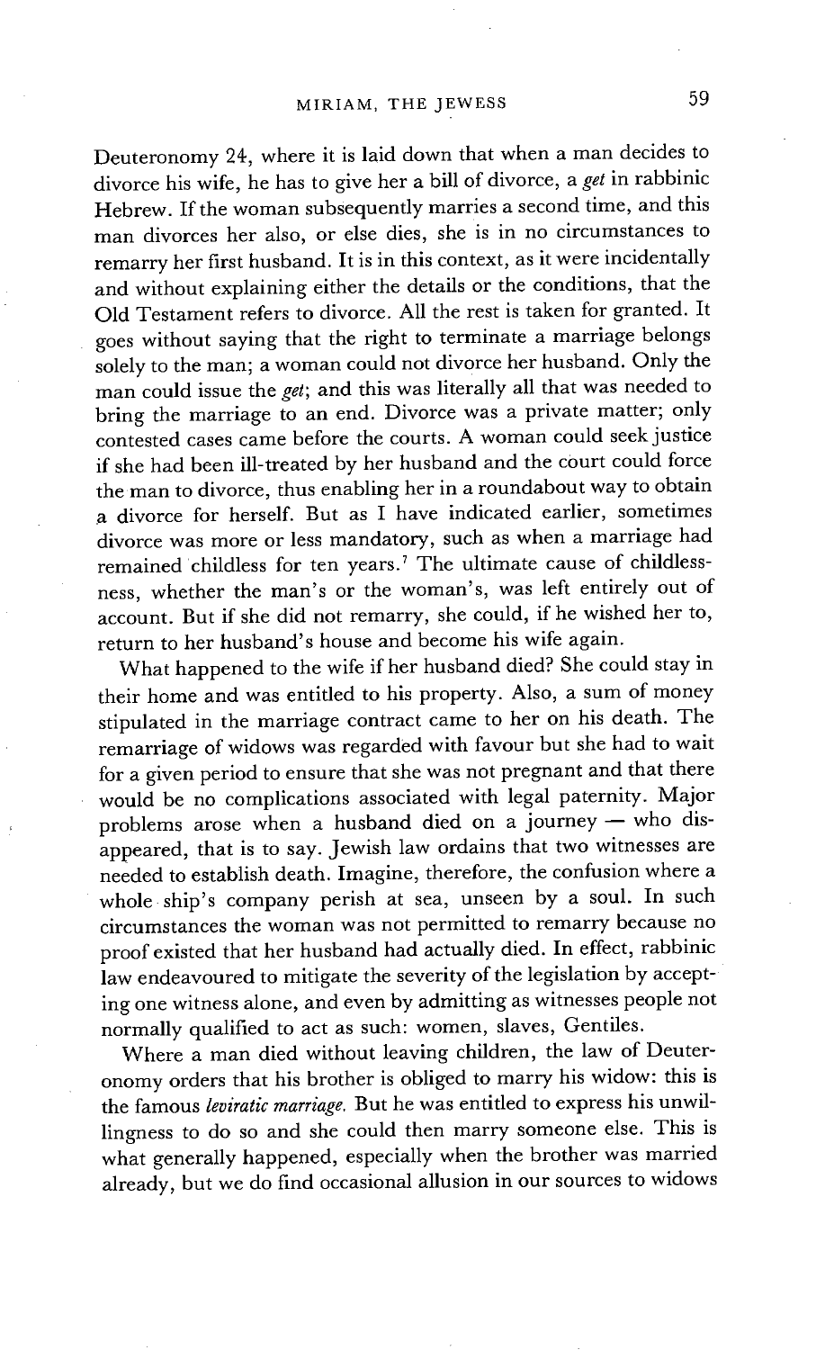Deuteronomy 24, where it is laid down that when a man decides to divorce his wife, he has to give her a bill of divorce, a *get* in rabbinic Hebrew. If the woman subsequently marries a second time, and this man divorces her also, or else dies, she is in no circumstances to remarry her first husband. It is in this context, as it were incidentally and without explaining either the details or the conditions, that the Old Testament refers to divorce. All the rest is taken for granted. It goes without saying that the right to terminate a marriage belongs solely to the man; a woman could not divorce her husband. Only the man could issue the *get*; and this was literally all that was needed to bring the marriage to an end. Divorce was a private matter; only contested cases came before the courts. A woman could seek justice if she had been ill-treated by her husband and the court could force the man to divorce, thus enabling her in a roundabout way to obtain a divorce for herself. But as I have indicated earlier, sometimes divorce was more or less mandatory, such as when a marriage had remained childless for ten years.[7] The ultimate cause of childlessness, whether the man's or the woman's, was left entirely out of account. But if she did not remarry, she could, if he wished her to, return to her husband's house and become his wife again.

What happened to the wife if her husband died? She could stay in their home and was entitled to his property. Also, a sum of money stipulated in the marriage contract came to her on his death. The remarriage of widows was regarded with favour but she had to wait for a given period to ensure that she was not pregnant and that there would be no complications associated with legal paternity. Major problems arose when a husband died on a journey — who disappeared, that is to say. Jewish law ordains that two witnesses are needed to establish death. Imagine, therefore, the confusion where a whole ship's company perish at sea, unseen by a soul. In such circumstances the woman was not permitted to remarry because no proof existed that her husband had actually died. In effect, rabbinic law endeavoured to mitigate the severity of the legislation by accepting one witness alone, and even by admitting as witnesses people not normally qualified to act as such: women, slaves, Gentiles.

Where a man died without leaving children, the law of Deuteronomy orders that his brother is obliged to marry his widow: this is the famous *leviratic marriage.* But he was entitled to express his unwillingness to do so and she could then marry someone else. This is what generally happened, especially when the brother was married already, but we do find occasional allusion in our sources to widows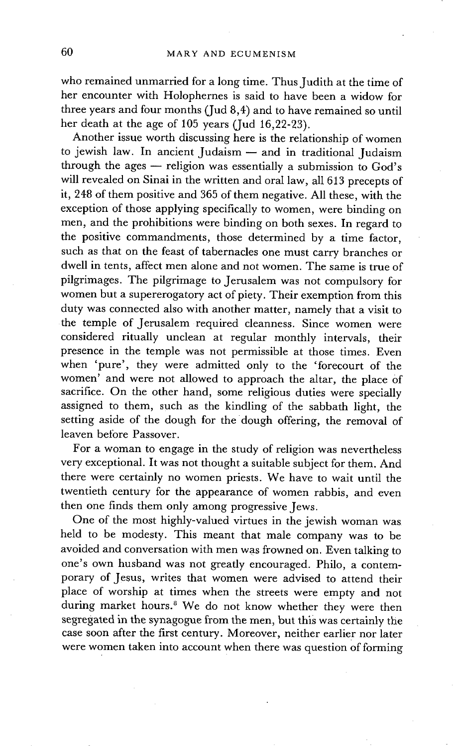who remained unmarried for a long time. Thus Judith at the time of her encounter with Holophernes is said to have been a widow for three years and four months (Jud 8,4) and to have remained so until her death at the age of 105 years (Jud 16,22-23).

Another issue worth discussing here is the relationship of women to jewish law. In ancient Judaism — and in traditional Judaism through the ages — religion was essentially a submission to God's will revealed on Sinai in the written and oral law, all 613 precepts of it, 248 of them positive and 365 of them negative. All these, with the exception of those applying specifically to women, were binding on men, and the prohibitions were binding on both sexes. In regard to the positive commandments, those determined by a time factor, such as that on the feast of tabernacles one must carry branches or dwell in tents, affect men alone and not women. The same is true of pilgrimages. The pilgrimage to Jerusalem was not compulsory for women but a supererogatory act of piety. Their exemption from this duty was connected also with another matter, namely that a visit to the temple of Jerusalem required cleanness. Since women were considered ritually unclean at regular monthly intervals, their presence in the temple was not permissible at those times. Even when 'pure', they were admitted only to the 'forecourt of the women' and were not allowed to approach the altar, the place of sacrifice. On the other hand, some religious duties were specially assigned to them, such as the kindling of the sabbath light, the setting aside of the dough for the dough offering, the removal of leaven before Passover.

For a woman to engage in the study of religion was nevertheless very exceptional. It was not thought a suitable subject for them. And there were certainly no women priests. We have to wait until the twentieth century for the appearance of women rabbis, and even then one finds them only among progressive Jews.

One of the most highly-valued virtues in the jewish woman was held to be modesty. This meant that male company was to be avoided and conversation with men was frowned on. Even talking to one's own husband was not greatly encouraged. Philo, a contemporary of Jesus, writes that women were advised to attend their place of worship at times when the streets were empty and not during market hours.[8] We do not know whether they were then segregated in the synagogue from the men, but this was certainly the case soon after the first century. Moreover, neither earlier nor later were women taken into account when there was question of forming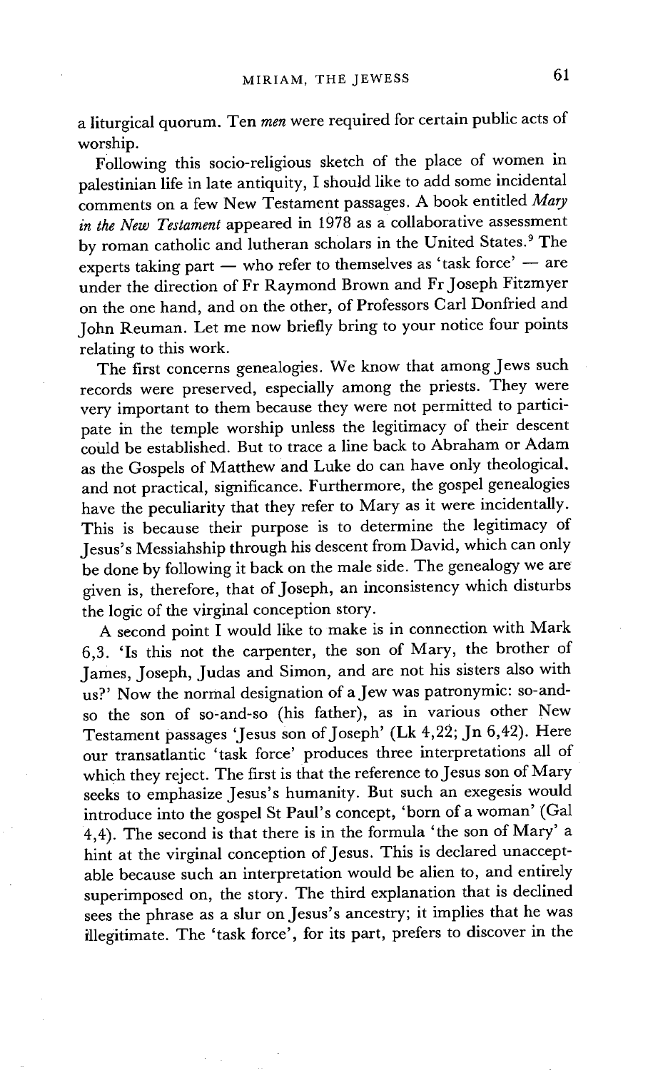a liturgical quorum. Ten *men* were required for certain public acts of worship.

Following this socio-religious sketch of the place of women in palestinian life in late antiquity, I should like to add some incidental comments on a few New Testament passages. A book entitled *Mary in the New Testament* appeared in 1978 as a collaborative assessment by roman catholic and lutheran scholars in the United States.[9] The experts taking part — who refer to themselves as 'task force' — are under the direction of Fr Raymond Brown and Fr Joseph Fitzmyer on the one hand, and on the other, of Professors Carl Donfried and John Reuman. Let me now briefly bring to your notice four points relating to this work.

The first concerns genealogies. We know that among Jews such records were preserved, especially among the priests. They were very important to them because they were not permitted to participate in the temple worship unless the legitimacy of their descent could be established. But to trace a line back to Abraham or Adam as the Gospels of Matthew and Luke do can have only theological, and not practical, significance. Furthermore, the gospel genealogies have the peculiarity that they refer to Mary as it were incidentally. This is because their purpose is to determine the legitimacy of Jesus's Messiahship through his descent from David, which can only be done by following it back on the male side. The genealogy we are given is, therefore, that of Joseph, an inconsistency which disturbs the logic of the virginal conception story.

A second point I would like to make is in connection with Mark 6,3. 'Is this not the carpenter, the son of Mary, the brother of James, Joseph, Judas and Simon, and are not his sisters also with us?' Now the normal designation of a Jew was patronymic: so-and-so the son of so-and-so (his father), as in various other New Testament passages 'Jesus son of Joseph' (Lk 4,22; Jn 6,42). Here our transatlantic 'task force' produces three interpretations all of which they reject. The first is that the reference to Jesus son of Mary seeks to emphasize Jesus's humanity. But such an exegesis would introduce into the gospel St Paul's concept, 'born of a woman' (Gal 4,4). The second is that there is in the formula 'the son of Mary' a hint at the virginal conception of Jesus. This is declared unacceptable because such an interpretation would be alien to, and entirely superimposed on, the story. The third explanation that is declined sees the phrase as a slur on Jesus's ancestry; it implies that he was illegitimate. The 'task force', for its part, prefers to discover in the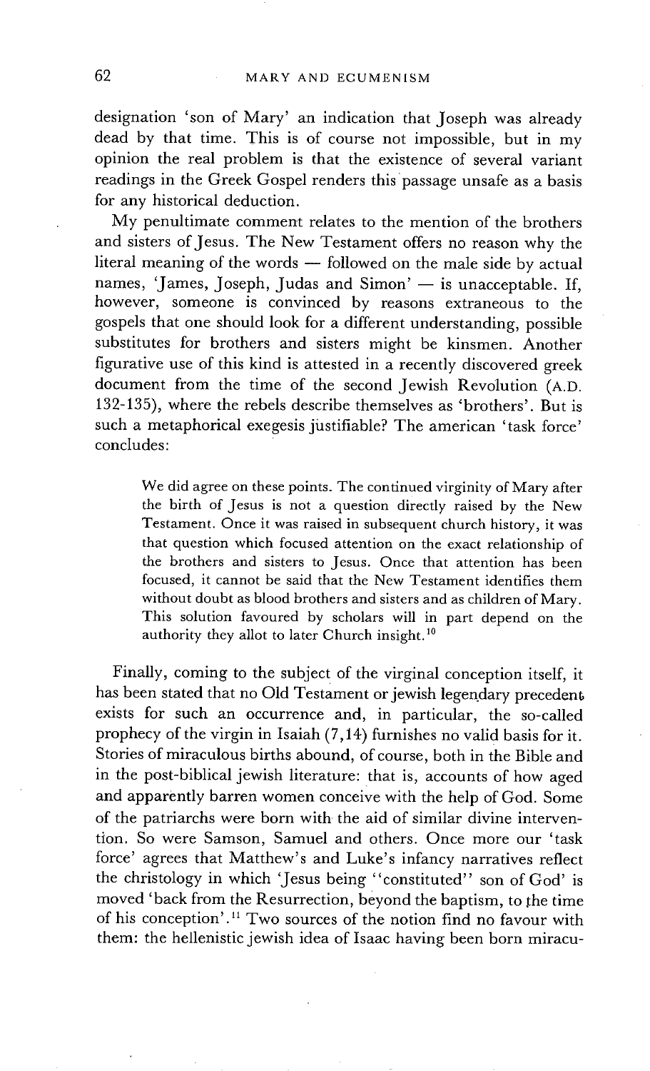designation 'son of Mary' an indication that Joseph was already dead by that time. This is of course not impossible, but in my opinion the real problem is that the existence of several variant readings in the Greek Gospel renders this passage unsafe as a basis for any historical deduction.

My penultimate comment relates to the mention of the brothers and sisters of Jesus. The New Testament offers no reason why the literal meaning of the words — followed on the male side by actual names, 'James, Joseph, Judas and Simon' — is unacceptable. If, however, someone is convinced by reasons extraneous to the gospels that one should look for a different understanding, possible substitutes for brothers and sisters might be kinsmen. Another figurative use of this kind is attested in a recently discovered greek document from the time of the second Jewish Revolution (A.D. 132-135), where the rebels describe themselves as 'brothers'. But is such a metaphorical exegesis justifiable? The american 'task force' concludes:

> We did agree on these points. The continued virginity of Mary after the birth of Jesus is not a question directly raised by the New Testament. Once it was raised in subsequent church history, it was that question which focused attention on the exact relationship of the brothers and sisters to Jesus. Once that attention has been focused, it cannot be said that the New Testament identifies them without doubt as blood brothers and sisters and as children of Mary. This solution favoured by scholars will in part depend on the authority they allot to later Church insight.[10]

Finally, coming to the subject of the virginal conception itself, it has been stated that no Old Testament or jewish legendary precedent exists for such an occurrence and, in particular, the so-called prophecy of the virgin in Isaiah (7,14) furnishes no valid basis for it. Stories of miraculous births abound, of course, both in the Bible and in the post-biblical jewish literature: that is, accounts of how aged and apparently barren women conceive with the help of God. Some of the patriarchs were born with the aid of similar divine intervention. So were Samson, Samuel and others. Once more our 'task force' agrees that Matthew's and Luke's infancy narratives reflect the christology in which 'Jesus being "constituted" son of God' is moved 'back from the Resurrection, beyond the baptism, to the time of his conception'.[11] Two sources of the notion find no favour with them: the hellenistic jewish idea of Isaac having been born miracu-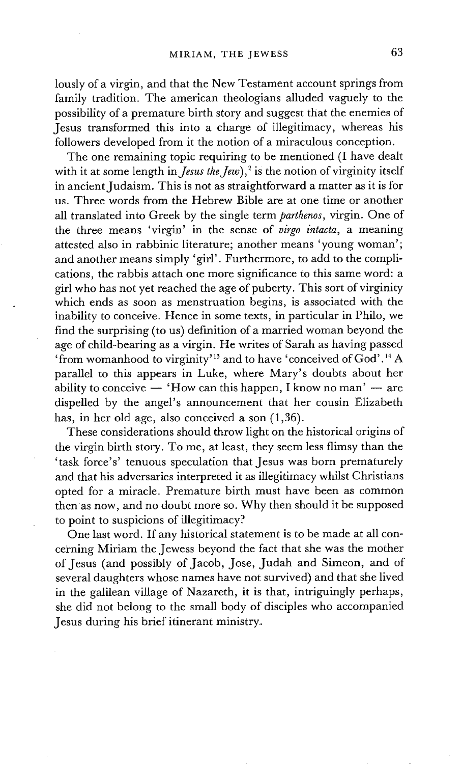lously of a virgin, and that the New Testament account springs from family tradition. The american theologians alluded vaguely to the possibility of a premature birth story and suggest that the enemies of Jesus transformed this into a charge of illegitimacy, whereas his followers developed from it the notion of a miraculous conception.

The one remaining topic requiring to be mentioned (I have dealt with it at some length in *Jesus the Jew*),[2] is the notion of virginity itself in ancient Judaism. This is not as straightforward a matter as it is for us. Three words from the Hebrew Bible are at one time or another all translated into Greek by the single term *parthenos*, virgin. One of the three means 'virgin' in the sense of *virgo intacta*, a meaning attested also in rabbinic literature; another means 'young woman'; and another means simply 'girl'. Furthermore, to add to the complications, the rabbis attach one more significance to this same word: a girl who has not yet reached the age of puberty. This sort of virginity which ends as soon as menstruation begins, is associated with the inability to conceive. Hence in some texts, in particular in Philo, we find the surprising (to us) definition of a married woman beyond the age of child-bearing as a virgin. He writes of Sarah as having passed 'from womanhood to virginity'[13] and to have 'conceived of God'.[14] A parallel to this appears in Luke, where Mary's doubts about her ability to conceive — 'How can this happen, I know no man' — are dispelled by the angel's announcement that her cousin Elizabeth has, in her old age, also conceived a son (1,36).

These considerations should throw light on the historical origins of the virgin birth story. To me, at least, they seem less flimsy than the 'task force's' tenuous speculation that Jesus was born prematurely and that his adversaries interpreted it as illegitimacy whilst Christians opted for a miracle. Premature birth must have been as common then as now, and no doubt more so. Why then should it be supposed to point to suspicions of illegitimacy?

One last word. If any historical statement is to be made at all concerning Miriam the Jewess beyond the fact that she was the mother of Jesus (and possibly of Jacob, Jose, Judah and Simeon, and of several daughters whose names have not survived) and that she lived in the galilean village of Nazareth, it is that, intriguingly perhaps, she did not belong to the small body of disciples who accompanied Jesus during his brief itinerant ministry.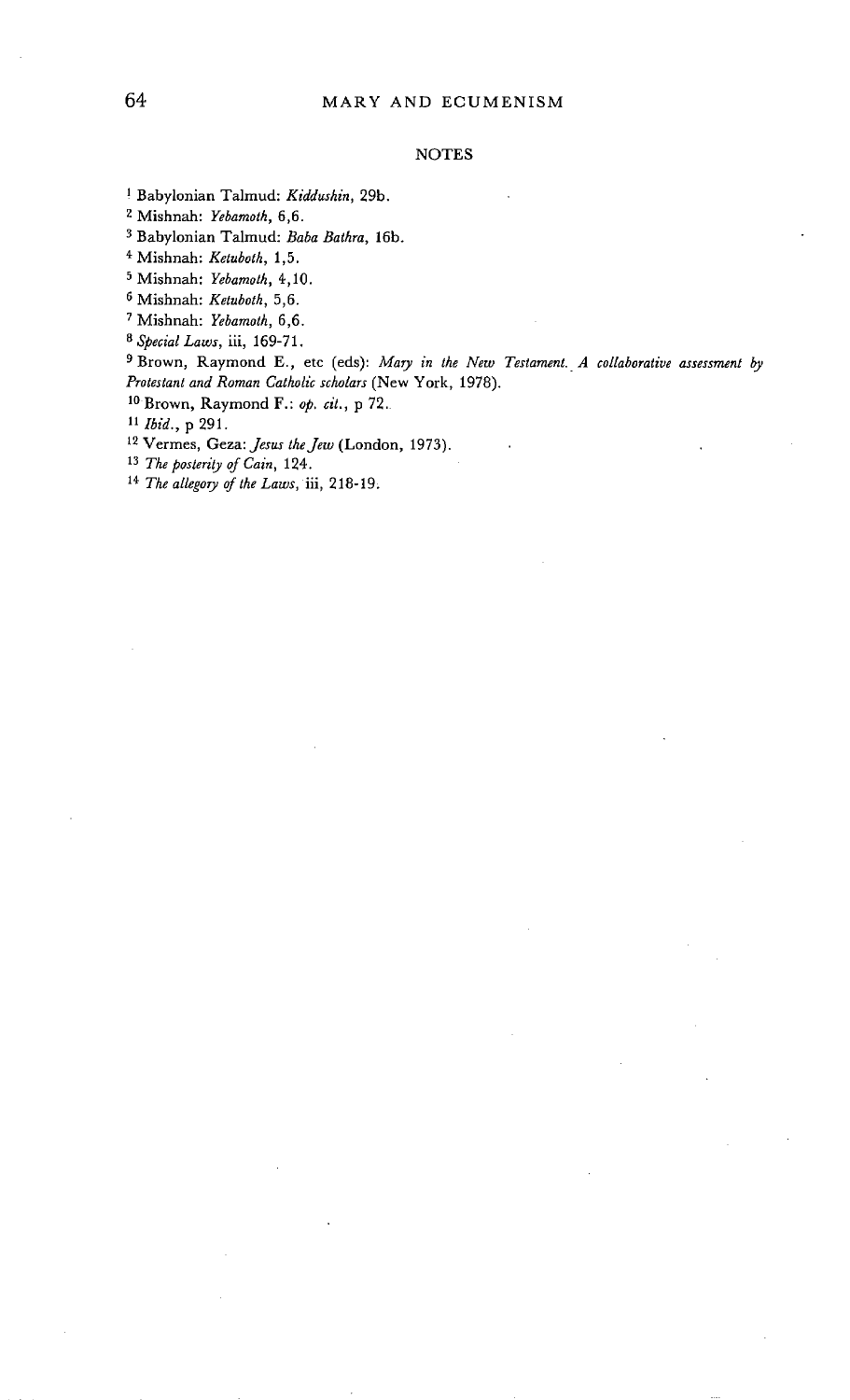## NOTES

[1] Babylonian Talmud: *Kiddushin*, 29b.

[2] Mishnah: *Yebamoth*, 6,6.

[3] Babylonian Talmud: *Baba Bathra*, 16b.

[4] Mishnah: *Ketuboth*, 1,5.

[5] Mishnah: *Yebamoth*, 4,10.

[6] Mishnah: *Ketuboth*, 5,6.

[7] Mishnah: *Yebamoth*, 6,6.

[8] *Special Laws*, iii, 169-71.

[9] Brown, Raymond E., etc (eds): *Mary in the New Testament. A collaborative assessment by Protestant and Roman Catholic scholars* (New York, 1978).

[10] Brown, Raymond F.: *op. cit.*, p 72.

[11] *Ibid.*, p 291.

[12] Vermes, Geza: *Jesus the Jew* (London, 1973).

[13] *The posterity of Cain*, 124.

[14] *The allegory of the Laws*, iii, 218-19.